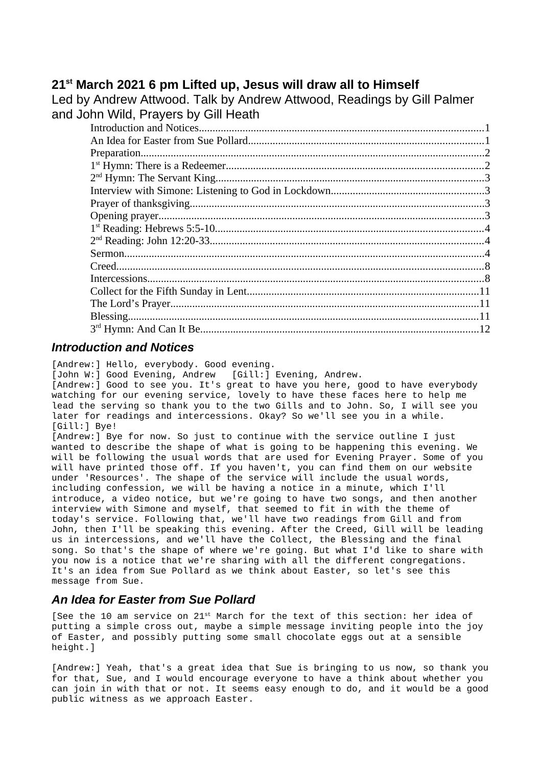# 21st March 2021 6 pm Lifted up, Jesus will draw all to Himself

Led by Andrew Attwood. Talk by Andrew Attwood, Readings by Gill Palmer and John Wild, Prayers by Gill Heath

- Introduction and Notices.....1
- An Idea for Easter from Sue Pollard.....1
- Preparation.....2
- 1st Hymn: There is a Redeemer.....2
- 2nd Hymn: The Servant King.....3
- Interview with Simone: Listening to God in Lockdown.....3
- Prayer of thanksgiving.....3
- Opening prayer.....3
- 1st Reading: Hebrews 5:5-10.....4
- 2nd Reading: John 12:20-33.....4
- Sermon.....4
- Creed.....8
- Intercessions.....8
- Collect for the Fifth Sunday in Lent.....11
- The Lord's Prayer.....11
- Blessing.....11
- 3rd Hymn: And Can It Be.....12

## *Introduction and Notices*

[Andrew:] Hello, everybody. Good evening.
[John W:] Good Evening, Andrew   [Gill:] Evening, Andrew.
[Andrew:] Good to see you. It's great to have you here, good to have everybody watching for our evening service, lovely to have these faces here to help me lead the serving so thank you to the two Gills and to John. So, I will see you later for readings and intercessions. Okay? So we'll see you in a while.
[Gill:] Bye!
[Andrew:] Bye for now. So just to continue with the service outline I just wanted to describe the shape of what is going to be happening this evening. We will be following the usual words that are used for Evening Prayer. Some of you will have printed those off. If you haven't, you can find them on our website under 'Resources'. The shape of the service will include the usual words, including confession, we will be having a notice in a minute, which I'll introduce, a video notice, but we're going to have two songs, and then another interview with Simone and myself, that seemed to fit in with the theme of today's service. Following that, we'll have two readings from Gill and from John, then I'll be speaking this evening. After the Creed, Gill will be leading us in intercessions, and we'll have the Collect, the Blessing and the final song. So that's the shape of where we're going. But what I'd like to share with you now is a notice that we're sharing with all the different congregations. It's an idea from Sue Pollard as we think about Easter, so let's see this message from Sue.

## *An Idea for Easter from Sue Pollard*

[See the 10 am service on 21st March for the text of this section: her idea of putting a simple cross out, maybe a simple message inviting people into the joy of Easter, and possibly putting some small chocolate eggs out at a sensible height.]

[Andrew:] Yeah, that's a great idea that Sue is bringing to us now, so thank you for that, Sue, and I would encourage everyone to have a think about whether you can join in with that or not. It seems easy enough to do, and it would be a good public witness as we approach Easter.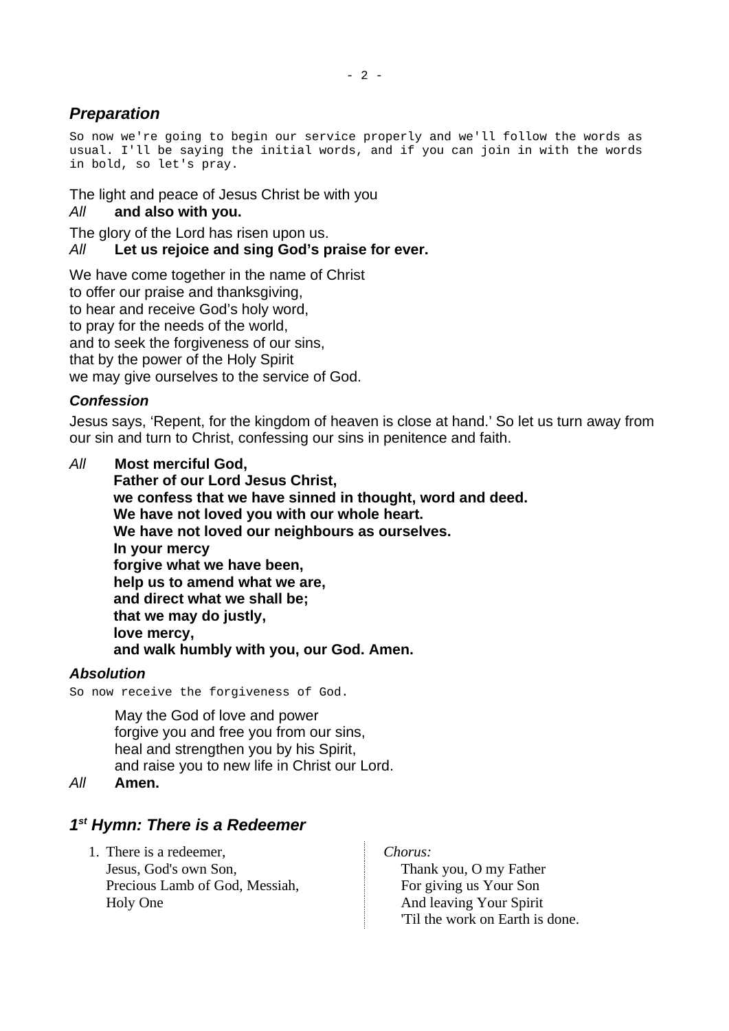## *Preparation*

```
So now we're going to begin our service properly and we'll follow the words as
usual. I'll be saying the initial words, and if you can join in with the words
in bold, so let's pray.
```

The light and peace of Jesus Christ be with you
*All* **and also with you.**

The glory of the Lord has risen upon us.
*All* **Let us rejoice and sing God's praise for ever.**

We have come together in the name of Christ
to offer our praise and thanksgiving,
to hear and receive God's holy word,
to pray for the needs of the world,
and to seek the forgiveness of our sins,
that by the power of the Holy Spirit
we may give ourselves to the service of God.

### *Confession*

Jesus says, 'Repent, for the kingdom of heaven is close at hand.' So let us turn away from our sin and turn to Christ, confessing our sins in penitence and faith.

*All* **Most merciful God,**
**Father of our Lord Jesus Christ,**
**we confess that we have sinned in thought, word and deed.**
**We have not loved you with our whole heart.**
**We have not loved our neighbours as ourselves.**
**In your mercy**
**forgive what we have been,**
**help us to amend what we are,**
**and direct what we shall be;**
**that we may do justly,**
**love mercy,**
**and walk humbly with you, our God. Amen.**

### *Absolution*

```
So now receive the forgiveness of God.
```

May the God of love and power
forgive you and free you from our sins,
heal and strengthen you by his Spirit,
and raise you to new life in Christ our Lord.
*All* **Amen.**

## *1st Hymn: There is a Redeemer*

1. There is a redeemer,
   Jesus, God's own Son,
   Precious Lamb of God, Messiah,
   Holy One

*Chorus:*
Thank you, O my Father
For giving us Your Son
And leaving Your Spirit
'Til the work on Earth is done.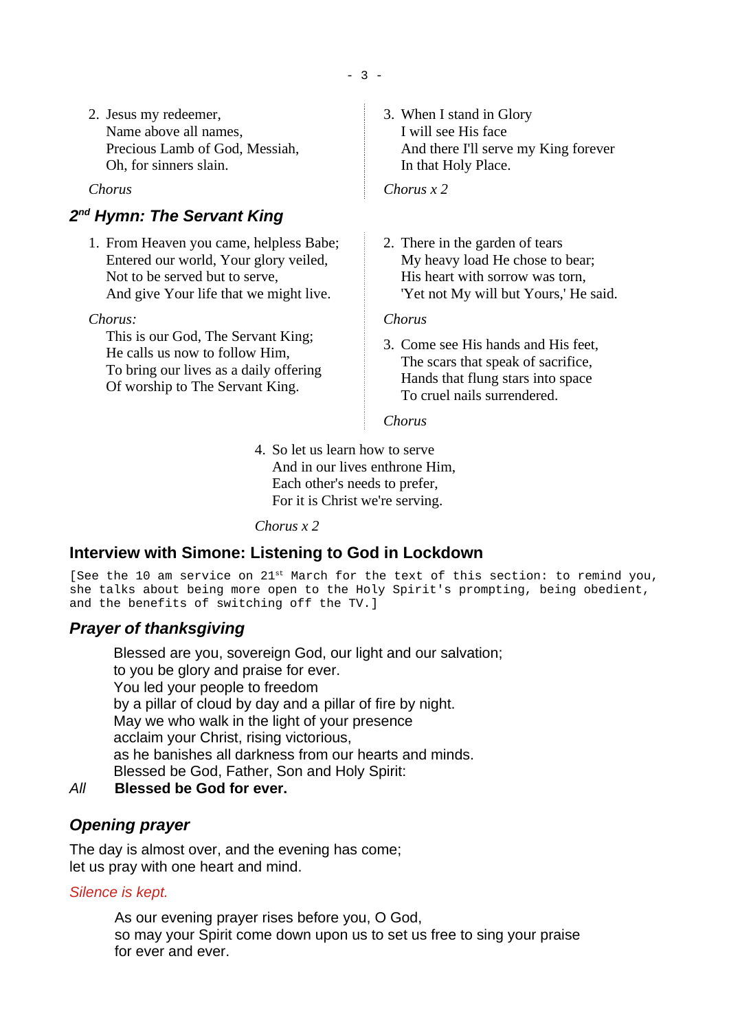2. Jesus my redeemer,
   Name above all names,
   Precious Lamb of God, Messiah,
   Oh, for sinners slain.

*Chorus*

3. When I stand in Glory
   I will see His face
   And there I'll serve my King forever
   In that Holy Place.

*Chorus x 2*

## *2nd Hymn: The Servant King*

1. From Heaven you came, helpless Babe;
   Entered our world, Your glory veiled,
   Not to be served but to serve,
   And give Your life that we might live.

*Chorus:*
This is our God, The Servant King;
He calls us now to follow Him,
To bring our lives as a daily offering
Of worship to The Servant King.

2. There in the garden of tears
   My heavy load He chose to bear;
   His heart with sorrow was torn,
   'Yet not My will but Yours,' He said.

*Chorus*

3. Come see His hands and His feet,
   The scars that speak of sacrifice,
   Hands that flung stars into space
   To cruel nails surrendered.

*Chorus*

4. So let us learn how to serve
   And in our lives enthrone Him,
   Each other's needs to prefer,
   For it is Christ we're serving.

*Chorus x 2*

## Interview with Simone: Listening to God in Lockdown

[See the 10 am service on 21st March for the text of this section: to remind you, she talks about being more open to the Holy Spirit's prompting, being obedient, and the benefits of switching off the TV.]

## *Prayer of thanksgiving*

Blessed are you, sovereign God, our light and our salvation;
to you be glory and praise for ever.
You led your people to freedom
by a pillar of cloud by day and a pillar of fire by night.
May we who walk in the light of your presence
acclaim your Christ, rising victorious,
as he banishes all darkness from our hearts and minds.
Blessed be God, Father, Son and Holy Spirit:

*All* **Blessed be God for ever.**

## *Opening prayer*

The day is almost over, and the evening has come;
let us pray with one heart and mind.

*Silence is kept.*

As our evening prayer rises before you, O God,
so may your Spirit come down upon us to set us free to sing your praise
for ever and ever.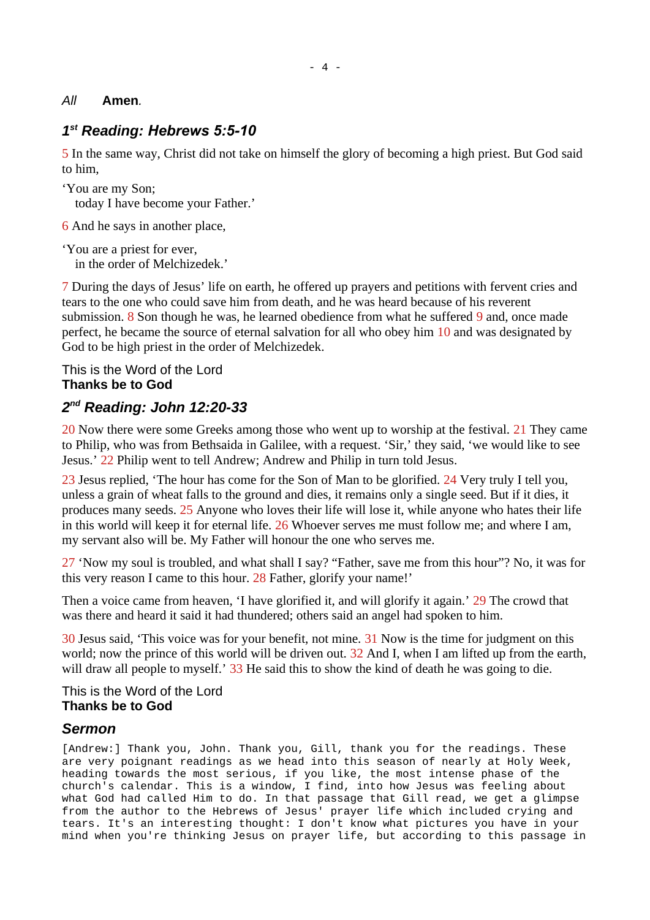*All* **Amen**.

## *1st Reading: Hebrews 5:5-10*

5 In the same way, Christ did not take on himself the glory of becoming a high priest. But God said to him,

‘You are my Son;
 today I have become your Father.’

6 And he says in another place,

‘You are a priest for ever,
 in the order of Melchizedek.’

7 During the days of Jesus’ life on earth, he offered up prayers and petitions with fervent cries and tears to the one who could save him from death, and he was heard because of his reverent submission. 8 Son though he was, he learned obedience from what he suffered 9 and, once made perfect, he became the source of eternal salvation for all who obey him 10 and was designated by God to be high priest in the order of Melchizedek.

This is the Word of the Lord
**Thanks be to God**

## *2nd Reading: John 12:20-33*

20 Now there were some Greeks among those who went up to worship at the festival. 21 They came to Philip, who was from Bethsaida in Galilee, with a request. ‘Sir,’ they said, ‘we would like to see Jesus.’ 22 Philip went to tell Andrew; Andrew and Philip in turn told Jesus.

23 Jesus replied, ‘The hour has come for the Son of Man to be glorified. 24 Very truly I tell you, unless a grain of wheat falls to the ground and dies, it remains only a single seed. But if it dies, it produces many seeds. 25 Anyone who loves their life will lose it, while anyone who hates their life in this world will keep it for eternal life. 26 Whoever serves me must follow me; and where I am, my servant also will be. My Father will honour the one who serves me.

27 ‘Now my soul is troubled, and what shall I say? “Father, save me from this hour”? No, it was for this very reason I came to this hour. 28 Father, glorify your name!’

Then a voice came from heaven, ‘I have glorified it, and will glorify it again.’ 29 The crowd that was there and heard it said it had thundered; others said an angel had spoken to him.

30 Jesus said, ‘This voice was for your benefit, not mine. 31 Now is the time for judgment on this world; now the prince of this world will be driven out. 32 And I, when I am lifted up from the earth, will draw all people to myself.’ 33 He said this to show the kind of death he was going to die.

This is the Word of the Lord
**Thanks be to God**

## *Sermon*

[Andrew:] Thank you, John. Thank you, Gill, thank you for the readings. These are very poignant readings as we head into this season of nearly at Holy Week, heading towards the most serious, if you like, the most intense phase of the church's calendar. This is a window, I find, into how Jesus was feeling about what God had called Him to do. In that passage that Gill read, we get a glimpse from the author to the Hebrews of Jesus' prayer life which included crying and tears. It's an interesting thought: I don't know what pictures you have in your mind when you're thinking Jesus on prayer life, but according to this passage in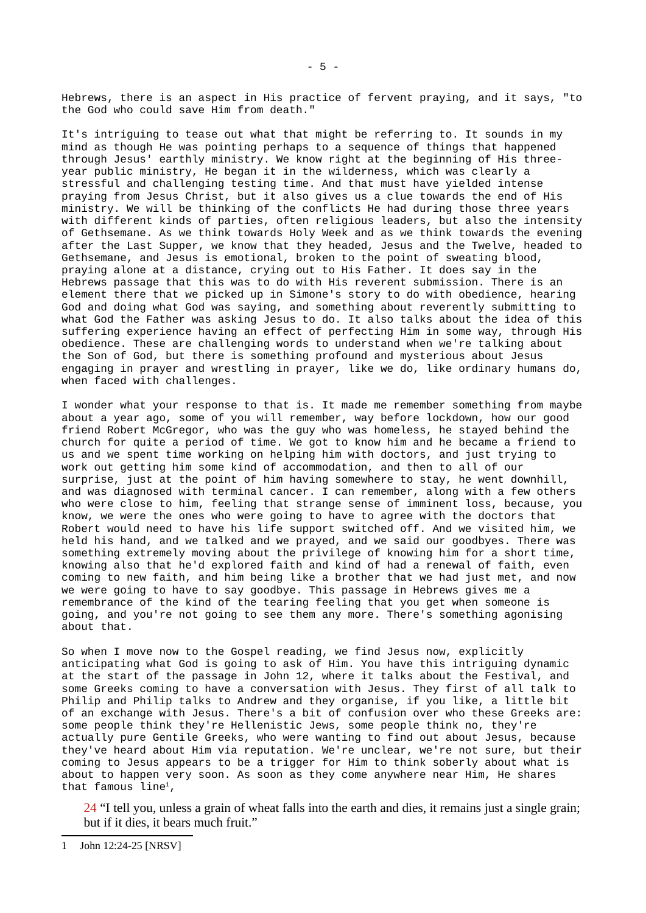Hebrews, there is an aspect in His practice of fervent praying, and it says, "to the God who could save Him from death."

It's intriguing to tease out what that might be referring to. It sounds in my mind as though He was pointing perhaps to a sequence of things that happened through Jesus' earthly ministry. We know right at the beginning of His three-year public ministry, He began it in the wilderness, which was clearly a stressful and challenging testing time. And that must have yielded intense praying from Jesus Christ, but it also gives us a clue towards the end of His ministry. We will be thinking of the conflicts He had during those three years with different kinds of parties, often religious leaders, but also the intensity of Gethsemane. As we think towards Holy Week and as we think towards the evening after the Last Supper, we know that they headed, Jesus and the Twelve, headed to Gethsemane, and Jesus is emotional, broken to the point of sweating blood, praying alone at a distance, crying out to His Father. It does say in the Hebrews passage that this was to do with His reverent submission. There is an element there that we picked up in Simone's story to do with obedience, hearing God and doing what God was saying, and something about reverently submitting to what God the Father was asking Jesus to do. It also talks about the idea of this suffering experience having an effect of perfecting Him in some way, through His obedience. These are challenging words to understand when we're talking about the Son of God, but there is something profound and mysterious about Jesus engaging in prayer and wrestling in prayer, like we do, like ordinary humans do, when faced with challenges.

I wonder what your response to that is. It made me remember something from maybe about a year ago, some of you will remember, way before lockdown, how our good friend Robert McGregor, who was the guy who was homeless, he stayed behind the church for quite a period of time. We got to know him and he became a friend to us and we spent time working on helping him with doctors, and just trying to work out getting him some kind of accommodation, and then to all of our surprise, just at the point of him having somewhere to stay, he went downhill, and was diagnosed with terminal cancer. I can remember, along with a few others who were close to him, feeling that strange sense of imminent loss, because, you know, we were the ones who were going to have to agree with the doctors that Robert would need to have his life support switched off. And we visited him, we held his hand, and we talked and we prayed, and we said our goodbyes. There was something extremely moving about the privilege of knowing him for a short time, knowing also that he'd explored faith and kind of had a renewal of faith, even coming to new faith, and him being like a brother that we had just met, and now we were going to have to say goodbye. This passage in Hebrews gives me a remembrance of the kind of the tearing feeling that you get when someone is going, and you're not going to see them any more. There's something agonising about that.

So when I move now to the Gospel reading, we find Jesus now, explicitly anticipating what God is going to ask of Him. You have this intriguing dynamic at the start of the passage in John 12, where it talks about the Festival, and some Greeks coming to have a conversation with Jesus. They first of all talk to Philip and Philip talks to Andrew and they organise, if you like, a little bit of an exchange with Jesus. There's a bit of confusion over who these Greeks are: some people think they're Hellenistic Jews, some people think no, they're actually pure Gentile Greeks, who were wanting to find out about Jesus, because they've heard about Him via reputation. We're unclear, we're not sure, but their coming to Jesus appears to be a trigger for Him to think soberly about what is about to happen very soon. As soon as they come anywhere near Him, He shares that famous line[1],

> 24 "I tell you, unless a grain of wheat falls into the earth and dies, it remains just a single grain; but if it dies, it bears much fruit."

1 John 12:24-25 [NRSV]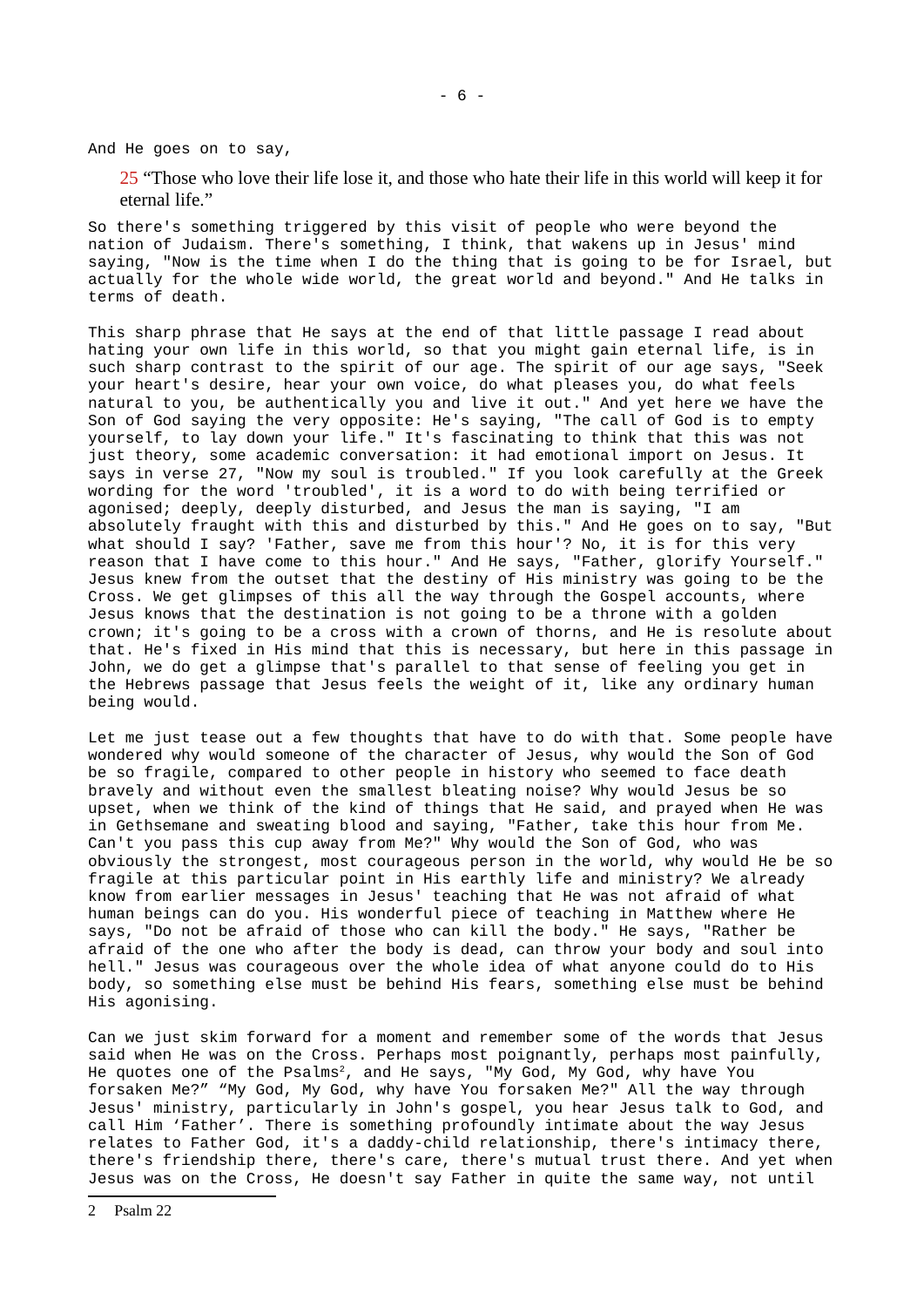And He goes on to say,

> 25 "Those who love their life lose it, and those who hate their life in this world will keep it for eternal life."

So there's something triggered by this visit of people who were beyond the nation of Judaism. There's something, I think, that wakens up in Jesus' mind saying, "Now is the time when I do the thing that is going to be for Israel, but actually for the whole wide world, the great world and beyond." And He talks in terms of death.

This sharp phrase that He says at the end of that little passage I read about hating your own life in this world, so that you might gain eternal life, is in such sharp contrast to the spirit of our age. The spirit of our age says, "Seek your heart's desire, hear your own voice, do what pleases you, do what feels natural to you, be authentically you and live it out." And yet here we have the Son of God saying the very opposite: He's saying, "The call of God is to empty yourself, to lay down your life." It's fascinating to think that this was not just theory, some academic conversation: it had emotional import on Jesus. It says in verse 27, "Now my soul is troubled." If you look carefully at the Greek wording for the word 'troubled', it is a word to do with being terrified or agonised; deeply, deeply disturbed, and Jesus the man is saying, "I am absolutely fraught with this and disturbed by this." And He goes on to say, "But what should I say? 'Father, save me from this hour'? No, it is for this very reason that I have come to this hour." And He says, "Father, glorify Yourself." Jesus knew from the outset that the destiny of His ministry was going to be the Cross. We get glimpses of this all the way through the Gospel accounts, where Jesus knows that the destination is not going to be a throne with a golden crown; it's going to be a cross with a crown of thorns, and He is resolute about that. He's fixed in His mind that this is necessary, but here in this passage in John, we do get a glimpse that's parallel to that sense of feeling you get in the Hebrews passage that Jesus feels the weight of it, like any ordinary human being would.

Let me just tease out a few thoughts that have to do with that. Some people have wondered why would someone of the character of Jesus, why would the Son of God be so fragile, compared to other people in history who seemed to face death bravely and without even the smallest bleating noise? Why would Jesus be so upset, when we think of the kind of things that He said, and prayed when He was in Gethsemane and sweating blood and saying, "Father, take this hour from Me. Can't you pass this cup away from Me?" Why would the Son of God, who was obviously the strongest, most courageous person in the world, why would He be so fragile at this particular point in His earthly life and ministry? We already know from earlier messages in Jesus' teaching that He was not afraid of what human beings can do you. His wonderful piece of teaching in Matthew where He says, "Do not be afraid of those who can kill the body." He says, "Rather be afraid of the one who after the body is dead, can throw your body and soul into hell." Jesus was courageous over the whole idea of what anyone could do to His body, so something else must be behind His fears, something else must be behind His agonising.

Can we just skim forward for a moment and remember some of the words that Jesus said when He was on the Cross. Perhaps most poignantly, perhaps most painfully, He quotes one of the Psalms[2], and He says, "My God, My God, why have You forsaken Me?" "My God, My God, why have You forsaken Me?" All the way through Jesus' ministry, particularly in John's gospel, you hear Jesus talk to God, and call Him 'Father'. There is something profoundly intimate about the way Jesus relates to Father God, it's a daddy-child relationship, there's intimacy there, there's friendship there, there's care, there's mutual trust there. And yet when Jesus was on the Cross, He doesn't say Father in quite the same way, not until

2 Psalm 22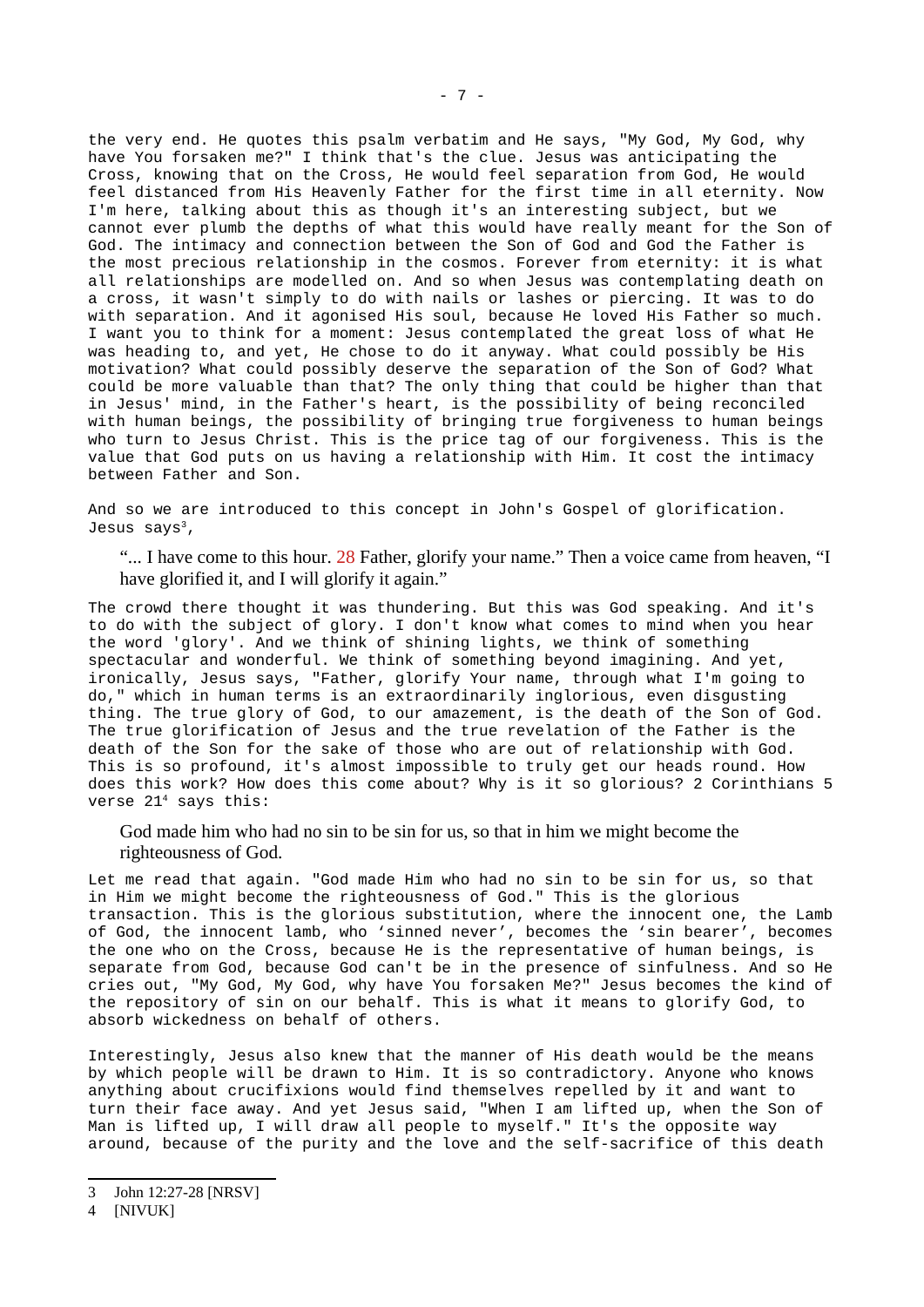the very end. He quotes this psalm verbatim and He says, "My God, My God, why have You forsaken me?" I think that's the clue. Jesus was anticipating the Cross, knowing that on the Cross, He would feel separation from God, He would feel distanced from His Heavenly Father for the first time in all eternity. Now I'm here, talking about this as though it's an interesting subject, but we cannot ever plumb the depths of what this would have really meant for the Son of God. The intimacy and connection between the Son of God and God the Father is the most precious relationship in the cosmos. Forever from eternity: it is what all relationships are modelled on. And so when Jesus was contemplating death on a cross, it wasn't simply to do with nails or lashes or piercing. It was to do with separation. And it agonised His soul, because He loved His Father so much. I want you to think for a moment: Jesus contemplated the great loss of what He was heading to, and yet, He chose to do it anyway. What could possibly be His motivation? What could possibly deserve the separation of the Son of God? What could be more valuable than that? The only thing that could be higher than that in Jesus' mind, in the Father's heart, is the possibility of being reconciled with human beings, the possibility of bringing true forgiveness to human beings who turn to Jesus Christ. This is the price tag of our forgiveness. This is the value that God puts on us having a relationship with Him. It cost the intimacy between Father and Son.

And so we are introduced to this concept in John's Gospel of glorification. Jesus says[3],

> "... I have come to this hour. 28 Father, glorify your name." Then a voice came from heaven, "I have glorified it, and I will glorify it again."

The crowd there thought it was thundering. But this was God speaking. And it's to do with the subject of glory. I don't know what comes to mind when you hear the word 'glory'. And we think of shining lights, we think of something spectacular and wonderful. We think of something beyond imagining. And yet, ironically, Jesus says, "Father, glorify Your name, through what I'm going to do," which in human terms is an extraordinarily inglorious, even disgusting thing. The true glory of God, to our amazement, is the death of the Son of God. The true glorification of Jesus and the true revelation of the Father is the death of the Son for the sake of those who are out of relationship with God. This is so profound, it's almost impossible to truly get our heads round. How does this work? How does this come about? Why is it so glorious? 2 Corinthians 5 verse 21[4] says this:

> God made him who had no sin to be sin for us, so that in him we might become the righteousness of God.

Let me read that again. "God made Him who had no sin to be sin for us, so that in Him we might become the righteousness of God." This is the glorious transaction. This is the glorious substitution, where the innocent one, the Lamb of God, the innocent lamb, who 'sinned never', becomes the 'sin bearer', becomes the one who on the Cross, because He is the representative of human beings, is separate from God, because God can't be in the presence of sinfulness. And so He cries out, "My God, My God, why have You forsaken Me?" Jesus becomes the kind of the repository of sin on our behalf. This is what it means to glorify God, to absorb wickedness on behalf of others.

Interestingly, Jesus also knew that the manner of His death would be the means by which people will be drawn to Him. It is so contradictory. Anyone who knows anything about crucifixions would find themselves repelled by it and want to turn their face away. And yet Jesus said, "When I am lifted up, when the Son of Man is lifted up, I will draw all people to myself." It's the opposite way around, because of the purity and the love and the self-sacrifice of this death

---

3 John 12:27-28 [NRSV]

4 [NIVUK]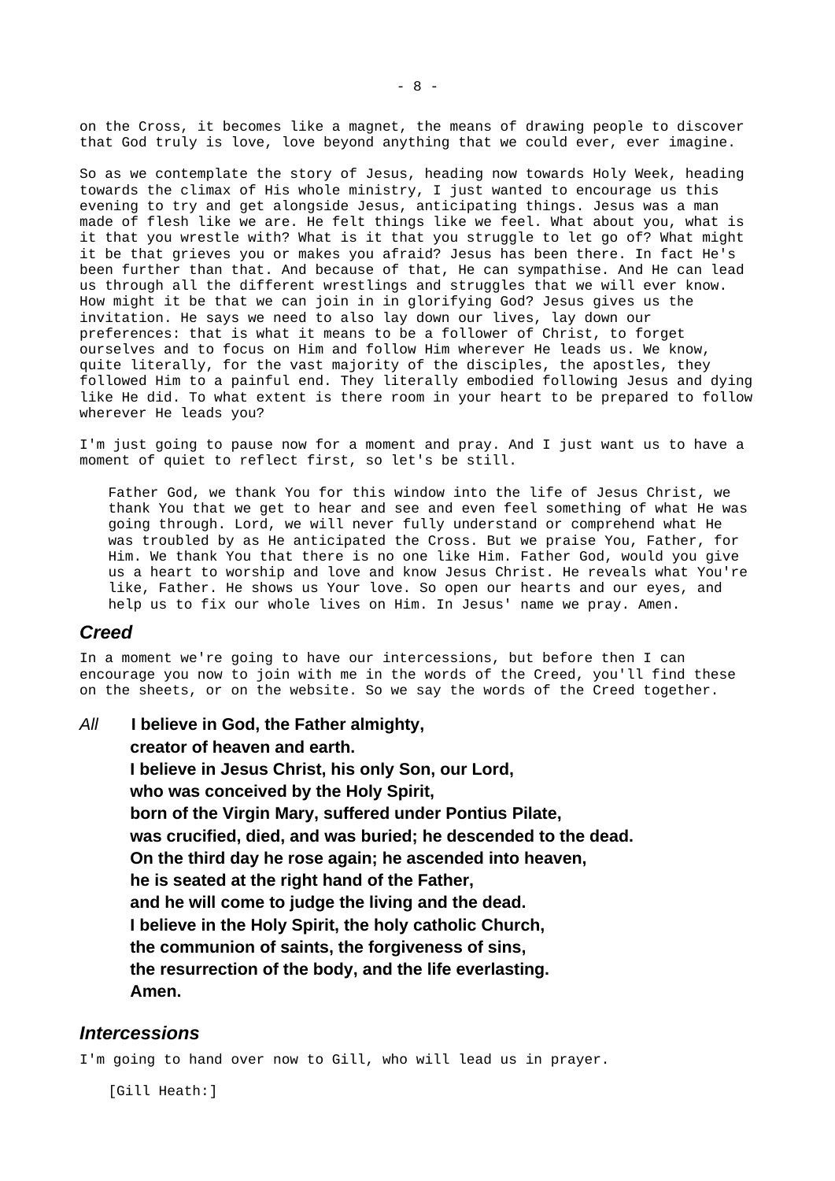on the Cross, it becomes like a magnet, the means of drawing people to discover that God truly is love, love beyond anything that we could ever, ever imagine.

So as we contemplate the story of Jesus, heading now towards Holy Week, heading towards the climax of His whole ministry, I just wanted to encourage us this evening to try and get alongside Jesus, anticipating things. Jesus was a man made of flesh like we are. He felt things like we feel. What about you, what is it that you wrestle with? What is it that you struggle to let go of? What might it be that grieves you or makes you afraid? Jesus has been there. In fact He's been further than that. And because of that, He can sympathise. And He can lead us through all the different wrestlings and struggles that we will ever know. How might it be that we can join in in glorifying God? Jesus gives us the invitation. He says we need to also lay down our lives, lay down our preferences: that is what it means to be a follower of Christ, to forget ourselves and to focus on Him and follow Him wherever He leads us. We know, quite literally, for the vast majority of the disciples, the apostles, they followed Him to a painful end. They literally embodied following Jesus and dying like He did. To what extent is there room in your heart to be prepared to follow wherever He leads you?

I'm just going to pause now for a moment and pray. And I just want us to have a moment of quiet to reflect first, so let's be still.

> Father God, we thank You for this window into the life of Jesus Christ, we thank You that we get to hear and see and even feel something of what He was going through. Lord, we will never fully understand or comprehend what He was troubled by as He anticipated the Cross. But we praise You, Father, for Him. We thank You that there is no one like Him. Father God, would you give us a heart to worship and love and know Jesus Christ. He reveals what You're like, Father. He shows us Your love. So open our hearts and our eyes, and help us to fix our whole lives on Him. In Jesus' name we pray. Amen.

## *Creed*

In a moment we're going to have our intercessions, but before then I can encourage you now to join with me in the words of the Creed, you'll find these on the sheets, or on the website. So we say the words of the Creed together.

*All* **I believe in God, the Father almighty,**
**creator of heaven and earth.**
**I believe in Jesus Christ, his only Son, our Lord,**
**who was conceived by the Holy Spirit,**
**born of the Virgin Mary, suffered under Pontius Pilate,**
**was crucified, died, and was buried; he descended to the dead.**
**On the third day he rose again; he ascended into heaven,**
**he is seated at the right hand of the Father,**
**and he will come to judge the living and the dead.**
**I believe in the Holy Spirit, the holy catholic Church,**
**the communion of saints, the forgiveness of sins,**
**the resurrection of the body, and the life everlasting.**
**Amen.**

## *Intercessions*

I'm going to hand over now to Gill, who will lead us in prayer.

[Gill Heath:]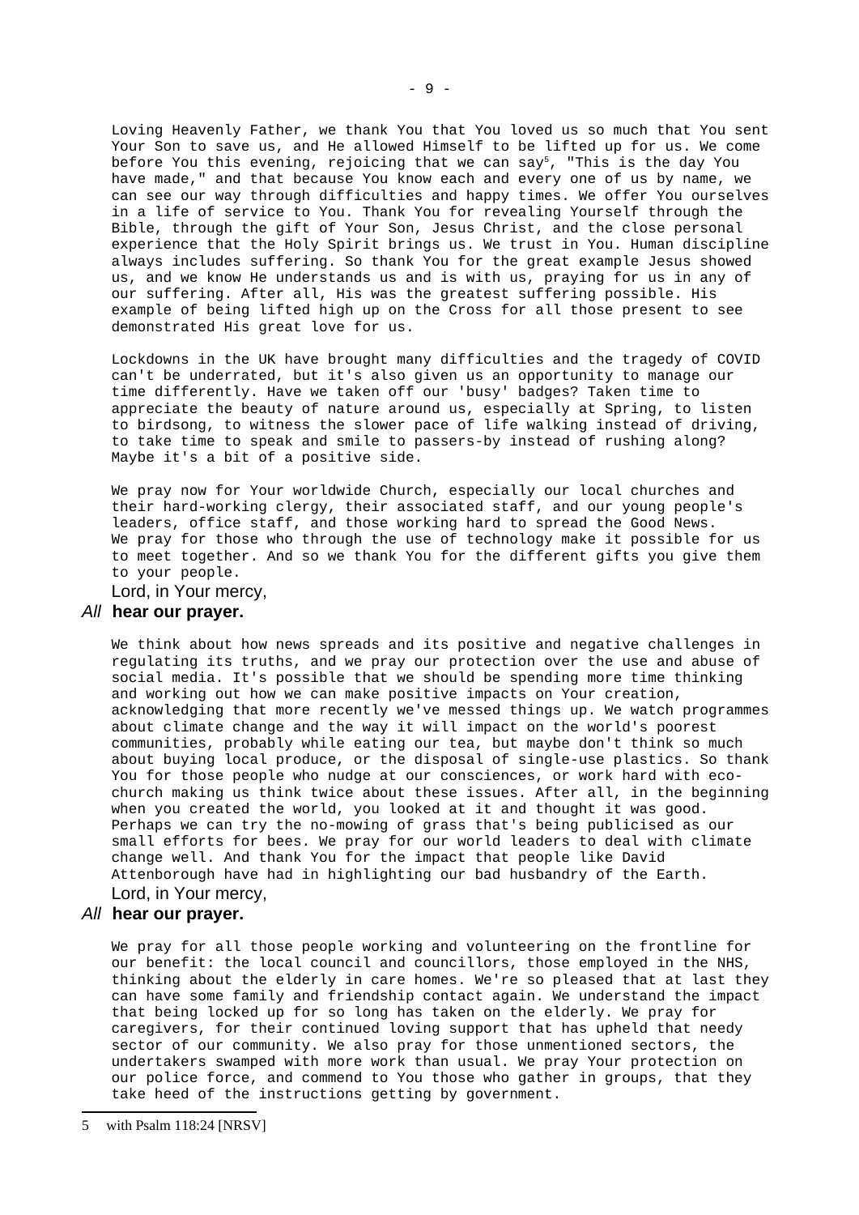Loving Heavenly Father, we thank You that You loved us so much that You sent Your Son to save us, and He allowed Himself to be lifted up for us. We come before You this evening, rejoicing that we can say[5], "This is the day You have made," and that because You know each and every one of us by name, we can see our way through difficulties and happy times. We offer You ourselves in a life of service to You. Thank You for revealing Yourself through the Bible, through the gift of Your Son, Jesus Christ, and the close personal experience that the Holy Spirit brings us. We trust in You. Human discipline always includes suffering. So thank You for the great example Jesus showed us, and we know He understands us and is with us, praying for us in any of our suffering. After all, His was the greatest suffering possible. His example of being lifted high up on the Cross for all those present to see demonstrated His great love for us.

Lockdowns in the UK have brought many difficulties and the tragedy of COVID can't be underrated, but it's also given us an opportunity to manage our time differently. Have we taken off our 'busy' badges? Taken time to appreciate the beauty of nature around us, especially at Spring, to listen to birdsong, to witness the slower pace of life walking instead of driving, to take time to speak and smile to passers-by instead of rushing along? Maybe it's a bit of a positive side.

We pray now for Your worldwide Church, especially our local churches and their hard-working clergy, their associated staff, and our young people's leaders, office staff, and those working hard to spread the Good News. We pray for those who through the use of technology make it possible for us to meet together. And so we thank You for the different gifts you give them to your people.

Lord, in Your mercy,

*All* **hear our prayer.**

We think about how news spreads and its positive and negative challenges in regulating its truths, and we pray our protection over the use and abuse of social media. It's possible that we should be spending more time thinking and working out how we can make positive impacts on Your creation, acknowledging that more recently we've messed things up. We watch programmes about climate change and the way it will impact on the world's poorest communities, probably while eating our tea, but maybe don't think so much about buying local produce, or the disposal of single-use plastics. So thank You for those people who nudge at our consciences, or work hard with eco-church making us think twice about these issues. After all, in the beginning when you created the world, you looked at it and thought it was good. Perhaps we can try the no-mowing of grass that's being publicised as our small efforts for bees. We pray for our world leaders to deal with climate change well. And thank You for the impact that people like David Attenborough have had in highlighting our bad husbandry of the Earth.

Lord, in Your mercy,

*All* **hear our prayer.**

We pray for all those people working and volunteering on the frontline for our benefit: the local council and councillors, those employed in the NHS, thinking about the elderly in care homes. We're so pleased that at last they can have some family and friendship contact again. We understand the impact that being locked up for so long has taken on the elderly. We pray for caregivers, for their continued loving support that has upheld that needy sector of our community. We also pray for those unmentioned sectors, the undertakers swamped with more work than usual. We pray Your protection on our police force, and commend to You those who gather in groups, that they take heed of the instructions getting by government.

---

5 with Psalm 118:24 [NRSV]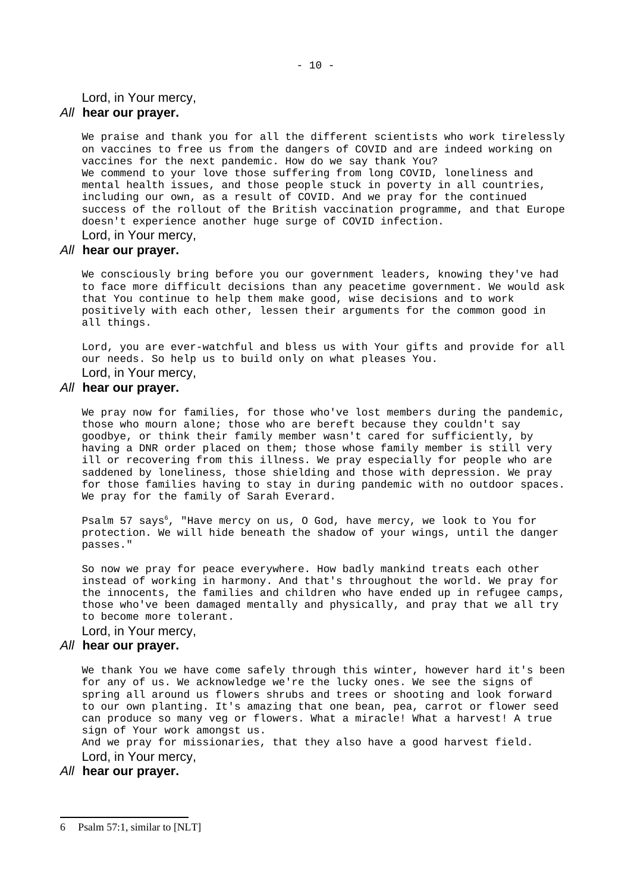Lord, in Your mercy,

*All* **hear our prayer.**

We praise and thank you for all the different scientists who work tirelessly on vaccines to free us from the dangers of COVID and are indeed working on vaccines for the next pandemic. How do we say thank You?
We commend to your love those suffering from long COVID, loneliness and mental health issues, and those people stuck in poverty in all countries, including our own, as a result of COVID. And we pray for the continued success of the rollout of the British vaccination programme, and that Europe doesn't experience another huge surge of COVID infection.

Lord, in Your mercy,

*All* **hear our prayer.**

We consciously bring before you our government leaders, knowing they've had to face more difficult decisions than any peacetime government. We would ask that You continue to help them make good, wise decisions and to work positively with each other, lessen their arguments for the common good in all things.

Lord, you are ever-watchful and bless us with Your gifts and provide for all our needs. So help us to build only on what pleases You.

Lord, in Your mercy,

*All* **hear our prayer.**

We pray now for families, for those who've lost members during the pandemic, those who mourn alone; those who are bereft because they couldn't say goodbye, or think their family member wasn't cared for sufficiently, by having a DNR order placed on them; those whose family member is still very ill or recovering from this illness. We pray especially for people who are saddened by loneliness, those shielding and those with depression. We pray for those families having to stay in during pandemic with no outdoor spaces. We pray for the family of Sarah Everard.

Psalm 57 says[6], "Have mercy on us, O God, have mercy, we look to You for protection. We will hide beneath the shadow of your wings, until the danger passes."

So now we pray for peace everywhere. How badly mankind treats each other instead of working in harmony. And that's throughout the world. We pray for the innocents, the families and children who have ended up in refugee camps, those who've been damaged mentally and physically, and pray that we all try to become more tolerant.

Lord, in Your mercy,

*All* **hear our prayer.**

We thank You we have come safely through this winter, however hard it's been for any of us. We acknowledge we're the lucky ones. We see the signs of spring all around us flowers shrubs and trees or shooting and look forward to our own planting. It's amazing that one bean, pea, carrot or flower seed can produce so many veg or flowers. What a miracle! What a harvest! A true sign of Your work amongst us.
And we pray for missionaries, that they also have a good harvest field.

Lord, in Your mercy,

*All* **hear our prayer.**

---

6 Psalm 57:1, similar to [NLT]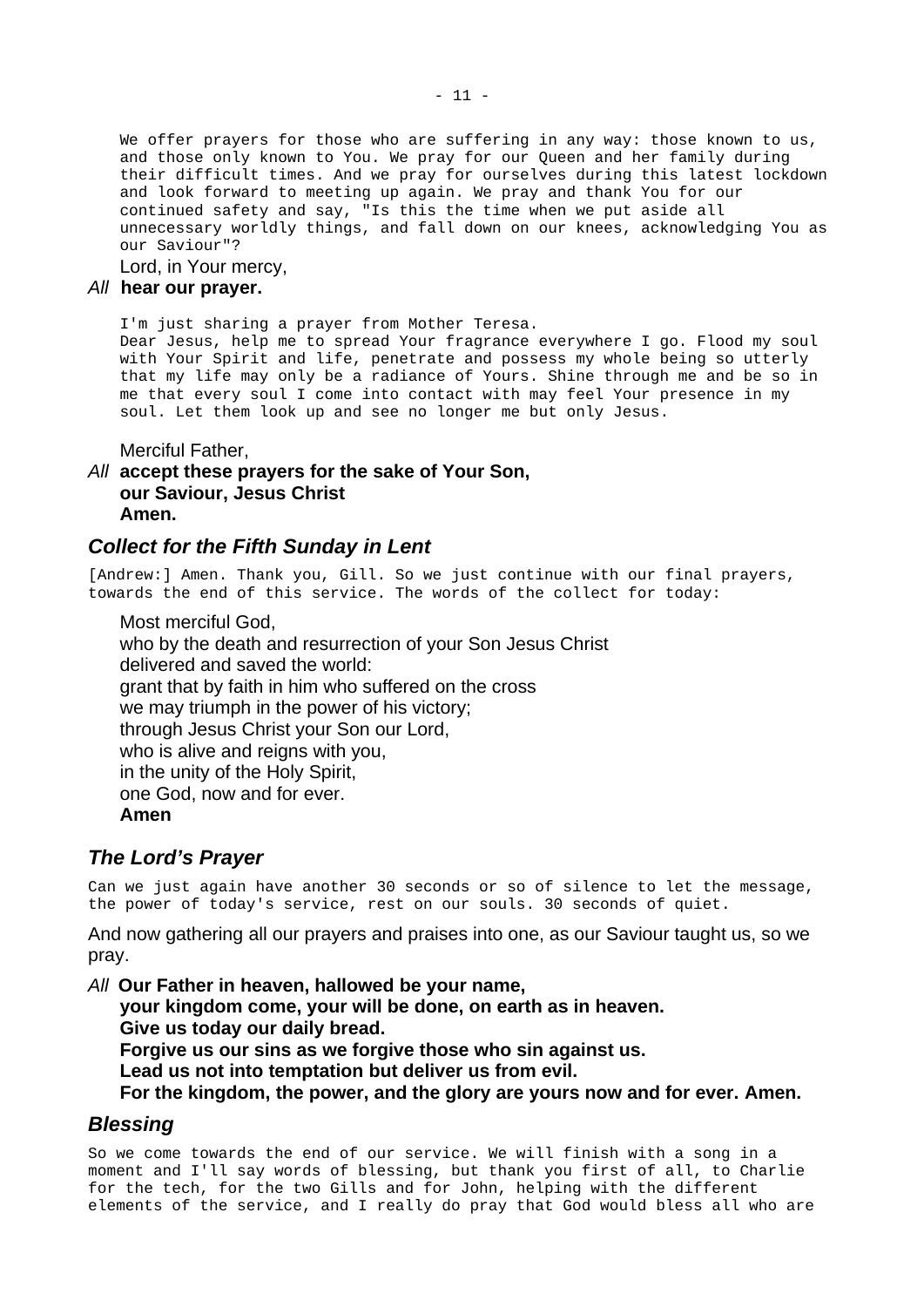We offer prayers for those who are suffering in any way: those known to us, and those only known to You. We pray for our Queen and her family during their difficult times. And we pray for ourselves during this latest lockdown and look forward to meeting up again. We pray and thank You for our continued safety and say, "Is this the time when we put aside all unnecessary worldly things, and fall down on our knees, acknowledging You as our Saviour"?

Lord, in Your mercy,

*All* **hear our prayer.**

I'm just sharing a prayer from Mother Teresa.
Dear Jesus, help me to spread Your fragrance everywhere I go. Flood my soul with Your Spirit and life, penetrate and possess my whole being so utterly that my life may only be a radiance of Yours. Shine through me and be so in me that every soul I come into contact with may feel Your presence in my soul. Let them look up and see no longer me but only Jesus.

Merciful Father,

*All* **accept these prayers for the sake of Your Son,**
**our Saviour, Jesus Christ**
**Amen.**

## Collect for the Fifth Sunday in Lent

[Andrew:] Amen. Thank you, Gill. So we just continue with our final prayers, towards the end of this service. The words of the collect for today:

Most merciful God,
who by the death and resurrection of your Son Jesus Christ
delivered and saved the world:
grant that by faith in him who suffered on the cross
we may triumph in the power of his victory;
through Jesus Christ your Son our Lord,
who is alive and reigns with you,
in the unity of the Holy Spirit,
one God, now and for ever.
**Amen**

## The Lord's Prayer

Can we just again have another 30 seconds or so of silence to let the message, the power of today's service, rest on our souls. 30 seconds of quiet.

And now gathering all our prayers and praises into one, as our Saviour taught us, so we pray.

*All* **Our Father in heaven, hallowed be your name,**
**your kingdom come, your will be done, on earth as in heaven.**
**Give us today our daily bread.**
**Forgive us our sins as we forgive those who sin against us.**
**Lead us not into temptation but deliver us from evil.**
**For the kingdom, the power, and the glory are yours now and for ever. Amen.**

## Blessing

So we come towards the end of our service. We will finish with a song in a moment and I'll say words of blessing, but thank you first of all, to Charlie for the tech, for the two Gills and for John, helping with the different elements of the service, and I really do pray that God would bless all who are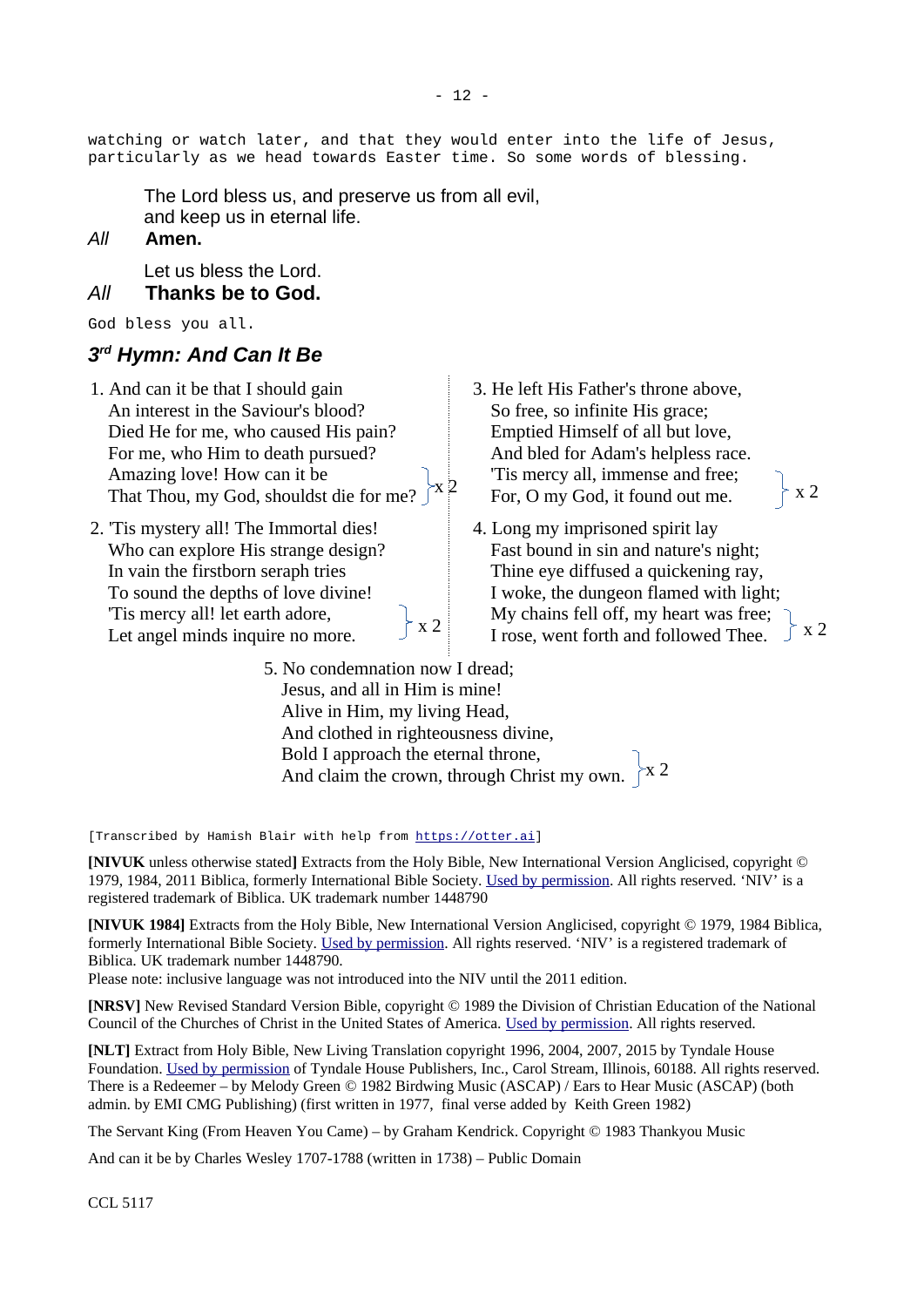watching or watch later, and that they would enter into the life of Jesus, particularly as we head towards Easter time. So some words of blessing.

The Lord bless us, and preserve us from all evil,
and keep us in eternal life.

*All* **Amen.**

Let us bless the Lord.

*All* **Thanks be to God.**

God bless you all.

### ***3rd Hymn: And Can It Be***

1. And can it be that I should gain
   An interest in the Saviour's blood?
   Died He for me, who caused His pain?
   For me, who Him to death pursued?
   Amazing love! How can it be
   That Thou, my God, shouldst die for me? } x 2

2. 'Tis mystery all! The Immortal dies!
   Who can explore His strange design?
   In vain the firstborn seraph tries
   To sound the depths of love divine!
   'Tis mercy all! let earth adore,
   Let angel minds inquire no more. } x 2

3. He left His Father's throne above,
   So free, so infinite His grace;
   Emptied Himself of all but love,
   And bled for Adam's helpless race.
   'Tis mercy all, immense and free;
   For, O my God, it found out me. } x 2

4. Long my imprisoned spirit lay
   Fast bound in sin and nature's night;
   Thine eye diffused a quickening ray,
   I woke, the dungeon flamed with light;
   My chains fell off, my heart was free;
   I rose, went forth and followed Thee. } x 2

5. No condemnation now I dread;
   Jesus, and all in Him is mine!
   Alive in Him, my living Head,
   And clothed in righteousness divine,
   Bold I approach the eternal throne,
   And claim the crown, through Christ my own. } x 2

[Transcribed by Hamish Blair with help from https://otter.ai]

**[NIVUK** unless otherwise stated**]** Extracts from the Holy Bible, New International Version Anglicised, copyright © 1979, 1984, 2011 Biblica, formerly International Bible Society. Used by permission. All rights reserved. 'NIV' is a registered trademark of Biblica. UK trademark number 1448790

**[NIVUK 1984]** Extracts from the Holy Bible, New International Version Anglicised, copyright © 1979, 1984 Biblica, formerly International Bible Society. Used by permission. All rights reserved. 'NIV' is a registered trademark of Biblica. UK trademark number 1448790.
Please note: inclusive language was not introduced into the NIV until the 2011 edition.

**[NRSV]** New Revised Standard Version Bible, copyright © 1989 the Division of Christian Education of the National Council of the Churches of Christ in the United States of America. Used by permission. All rights reserved.

**[NLT]** Extract from Holy Bible, New Living Translation copyright 1996, 2004, 2007, 2015 by Tyndale House Foundation. Used by permission of Tyndale House Publishers, Inc., Carol Stream, Illinois, 60188. All rights reserved.
There is a Redeemer – by Melody Green © 1982 Birdwing Music (ASCAP) / Ears to Hear Music (ASCAP) (both admin. by EMI CMG Publishing) (first written in 1977, final verse added by Keith Green 1982)

The Servant King (From Heaven You Came) – by Graham Kendrick. Copyright © 1983 Thankyou Music

And can it be by Charles Wesley 1707-1788 (written in 1738) – Public Domain

CCL 5117